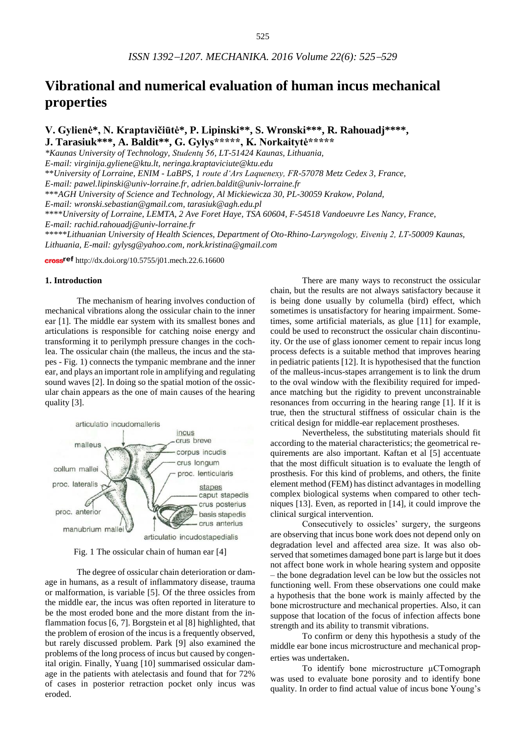# Vibrational and numerical evaluation of human incus mechanical properties

**V. Gylienė\*, N. Kraptavičiūtė\*, P. Lipinski\*\*, S. Wronski\*\*\*, R. Rahouadj\*\*\*\*, J. Tarasiuk\*\*\*, A. Baldit\*\*, G. Gylys\*\*\*\*\*, K. Norkaitytė\*\*\*\*\***

*\*Kaunas University of Technology, Studentų 56, LT-51424 Kaunas, Lithuania, E-mail: virginija.gyliene@ktu.lt, neringa.kraptaviciute@ktu.edu*

*\*\*University of Lorraine, ENIM - LaBPS, 1 route d'Ars Laquenexy, FR-57078 Metz Cedex 3, France, E-mail: pawel.lipinski@univ-lorraine.fr, adrien.baldit@univ-lorraine.fr*

*\*\*\*AGH University of Science and Technology, Al Mickiewicza 30, PL-30059 Krakow, Poland, E-mail: wronski.sebastian@gmail.com, tarasiuk@agh.edu.pl*

*\*\*\*\*University of Lorraine, LEMTA, 2 Ave Foret Haye, TSA 60604, F-54518 Vandoeuvre Les Nancy, France, E-mail: rachid.rahouadj@univ-lorraine.fr*

*\*\*\*\*\*Lithuanian University of Health Sciences, Department of Oto-Rhino-Laryngology, Eivenių 2, LT-50009 Kaunas, Lithuania, E-mail: gylysg@yahoo.com, nork.kristina@gmail.com*

crossref http://dx.doi.org/10.5755/j01.mech.22.6.16600

## 1. Introduction

The mechanism of hearing involves conduction of mechanical vibrations along the ossicular chain to the inner ear [1]. The middle ear system with its smallest bones and articulations is responsible for catching noise energy and transforming it to perilymph pressure changes in the cochlea. The ossicular chain (the malleus, the incus and the stapes - Fig. 1) connects the tympanic membrane and the inner ear, and plays an important role in amplifying and regulating sound waves [2]. In doing so the spatial motion of the ossicular chain appears as the one of main causes of the hearing quality [3].

Fig. 1 The ossicular chain of human ear [4]

The degree of ossicular chain deterioration or damage in humans, as a result of inflammatory disease, trauma or malformation, is variable [5]. Of the three ossicles from the middle ear, the incus was often reported in literature to be the most eroded bone and the more distant from the inflammation focus [6, 7]. Borgstein et al [8] highlighted, that the problem of erosion of the incus is a frequently observed, but rarely discussed problem. Park [9] also examined the problems of the long process of incus but caused by congenital origin. Finally, Yuang [10] summarised ossicular damage in the patients with atelectasis and found that for 72% of cases in posterior retraction pocket only incus was eroded.

There are many ways to reconstruct the ossicular chain, but the results are not always satisfactory because it is being done usually by columella (bird) effect, which sometimes is unsatisfactory for hearing impairment. Sometimes, some artificial materials, as glue [11] for example, could be used to reconstruct the ossicular chain discontinuity. Or the use of glass ionomer cement to repair incus long process defects is a suitable method that improves hearing in pediatric patients [12]. It is hypothesised that the function of the malleus-incus-stapes arrangement is to link the drum to the oval window with the flexibility required for impedance matching but the rigidity to prevent unconstrainable resonances from occurring in the hearing range [1]. If it is true, then the structural stiffness of ossicular chain is the critical design for middle-ear replacement prostheses.

Nevertheless, the substituting materials should fit according to the material characteristics; the geometrical requirements are also important. Kaftan et al [5] accentuate that the most difficult situation is to evaluate the length of prosthesis. For this kind of problems, and others, the finite element method (FEM) has distinct advantages in modelling complex biological systems when compared to other techniques [13]. Even, as reported in [14], it could improve the clinical surgical intervention.

Consecutively to ossicles' surgery, the surgeons are observing that incus bone work does not depend only on degradation level and affected area size. It was also observed that sometimes damaged bone part is large but it does not affect bone work in whole hearing system and opposite – the bone degradation level can be low but the ossicles not functioning well. From these observations one could make a hypothesis that the bone work is mainly affected by the bone microstructure and mechanical properties. Also, it can suppose that location of the focus of infection affects bone strength and its ability to transmit vibrations.

To confirm or deny this hypothesis a study of the middle ear bone incus microstructure and mechanical properties was undertaken.

To identify bone microstructure μCTomograph was used to evaluate bone porosity and to identify bone quality. In order to find actual value of incus bone Young's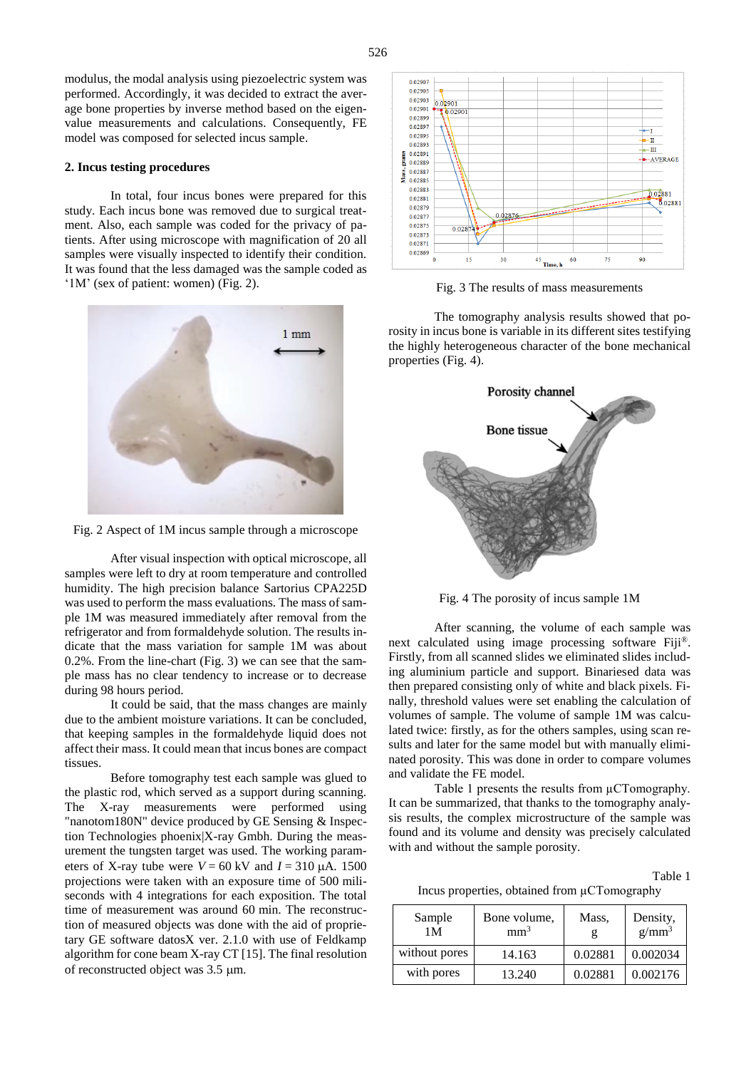modulus, the modal analysis using piezoelectric system was performed. Accordingly, it was decided to extract the average bone properties by inverse method based on the eigenvalue measurements and calculations. Consequently, FE model was composed for selected incus sample.

## 2. Incus testing procedures

In total, four incus bones were prepared for this study. Each incus bone was removed due to surgical treatment. Also, each sample was coded for the privacy of patients. After using microscope with magnification of 20 all samples were visually inspected to identify their condition. It was found that the less damaged was the sample coded as '1M' (sex of patient: women) (Fig. 2).

Fig. 2 Aspect of 1M incus sample through a microscope

After visual inspection with optical microscope, all samples were left to dry at room temperature and controlled humidity. The high precision balance Sartorius CPA225D was used to perform the mass evaluations. The mass of sample 1M was measured immediately after removal from the refrigerator and from formaldehyde solution. The results indicate that the mass variation for sample 1M was about 0.2%. From the line-chart (Fig. 3) we can see that the sample mass has no clear tendency to increase or to decrease during 98 hours period.

It could be said, that the mass changes are mainly due to the ambient moisture variations. It can be concluded, that keeping samples in the formaldehyde liquid does not affect their mass. It could mean that incus bones are compact tissues.

Before tomography test each sample was glued to the plastic rod, which served as a support during scanning. The X-ray measurements were performed using "nanotom180N" device produced by GE Sensing & Inspection Technologies phoenix|X-ray Gmbh. During the measurement the tungsten target was used. The working parameters of X-ray tube were $V = 60$ kV and $I = 310$ μA. 1500 projections were taken with an exposure time of 500 miliseconds with 4 integrations for each exposition. The total time of measurement was around 60 min. The reconstruction of measured objects was done with the aid of proprietary GE software datosX ver. 2.1.0 with use of Feldkamp algorithm for cone beam X-ray CT [15]. The final resolution of reconstructed object was 3.5 μm.

Fig. 3 The results of mass measurements

The tomography analysis results showed that porosity in incus bone is variable in its different sites testifying the highly heterogeneous character of the bone mechanical properties (Fig. 4).

Fig. 4 The porosity of incus sample 1M

After scanning, the volume of each sample was next calculated using image processing software Fiji®. Firstly, from all scanned slides we eliminated slides including aluminium particle and support. Binariesed data was then prepared consisting only of white and black pixels. Finally, threshold values were set enabling the calculation of volumes of sample. The volume of sample 1M was calculated twice: firstly, as for the others samples, using scan results and later for the same model but with manually eliminated porosity. This was done in order to compare volumes and validate the FE model.

Table 1 presents the results from μCTomography. It can be summarized, that thanks to the tomography analysis results, the complex microstructure of the sample was found and its volume and density was precisely calculated with and without the sample porosity.

Table 1

Incus properties, obtained from μCTomography

| Sample 1M | Bone volume, mm$^3$ | Mass, g | Density, g/mm$^3$ |
|---|---|---|---|
| without pores | 14.163 | 0.02881 | 0.002034 |
| with pores | 13.240 | 0.02881 | 0.002176 |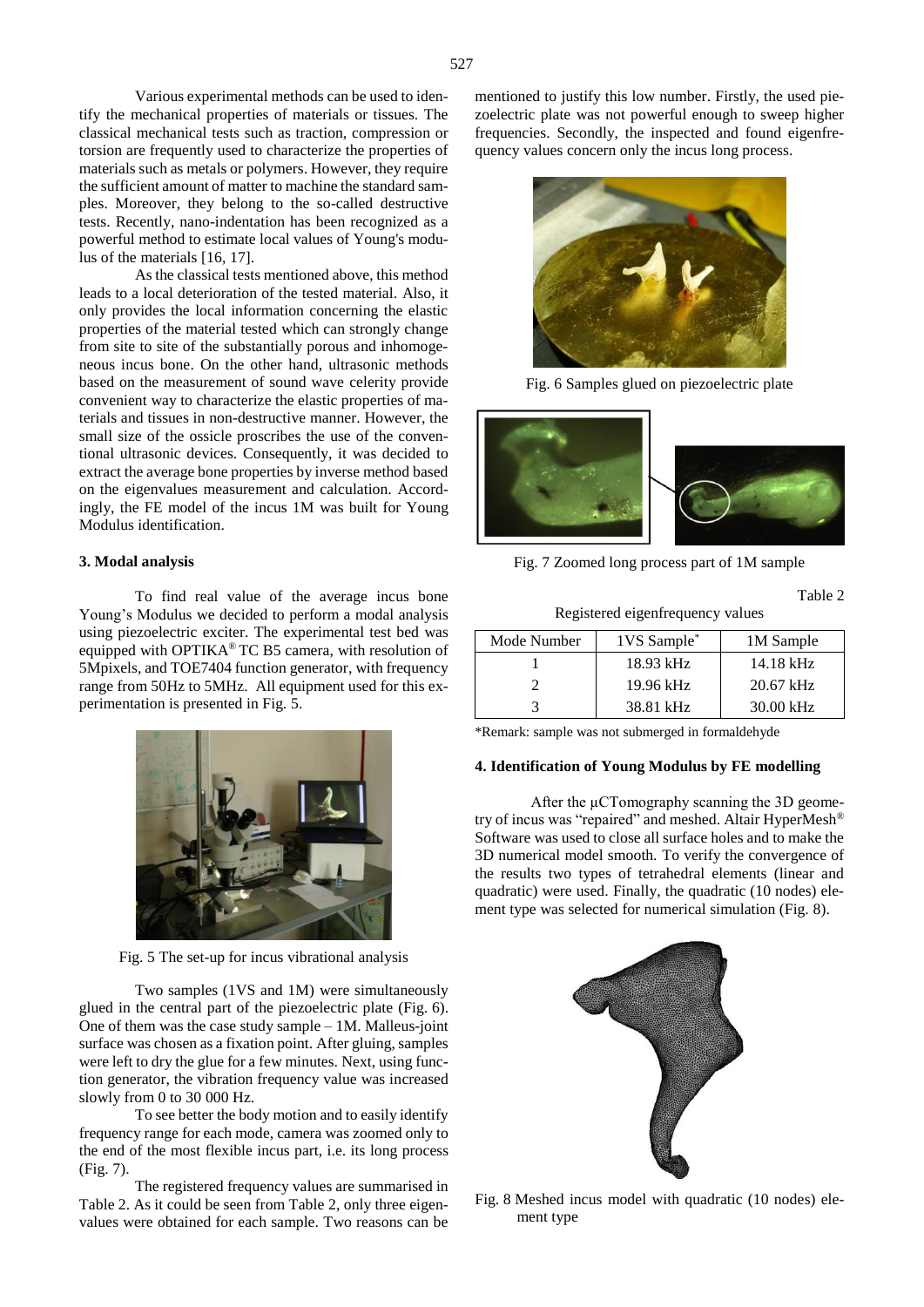Various experimental methods can be used to identify the mechanical properties of materials or tissues. The classical mechanical tests such as traction, compression or torsion are frequently used to characterize the properties of materials such as metals or polymers. However, they require the sufficient amount of matter to machine the standard samples. Moreover, they belong to the so-called destructive tests. Recently, nano-indentation has been recognized as a powerful method to estimate local values of Young's modulus of the materials [16, 17].

As the classical tests mentioned above, this method leads to a local deterioration of the tested material. Also, it only provides the local information concerning the elastic properties of the material tested which can strongly change from site to site of the substantially porous and inhomogeneous incus bone. On the other hand, ultrasonic methods based on the measurement of sound wave celerity provide convenient way to characterize the elastic properties of materials and tissues in non-destructive manner. However, the small size of the ossicle proscribes the use of the conventional ultrasonic devices. Consequently, it was decided to extract the average bone properties by inverse method based on the eigenvalues measurement and calculation. Accordingly, the FE model of the incus 1M was built for Young Modulus identification.

### 3. Modal analysis

To find real value of the average incus bone Young's Modulus we decided to perform a modal analysis using piezoelectric exciter. The experimental test bed was equipped with OPTIKA® TC B5 camera, with resolution of 5Mpixels, and TOE7404 function generator, with frequency range from 50Hz to 5MHz. All equipment used for this experimentation is presented in Fig. 5.

Fig. 5 The set-up for incus vibrational analysis

Two samples (1VS and 1M) were simultaneously glued in the central part of the piezoelectric plate (Fig. 6). One of them was the case study sample – 1M. Malleus-joint surface was chosen as a fixation point. After gluing, samples were left to dry the glue for a few minutes. Next, using function generator, the vibration frequency value was increased slowly from 0 to 30 000 Hz.

To see better the body motion and to easily identify frequency range for each mode, camera was zoomed only to the end of the most flexible incus part, i.e. its long process (Fig. 7).

The registered frequency values are summarised in Table 2. As it could be seen from Table 2, only three eigenvalues were obtained for each sample. Two reasons can be mentioned to justify this low number. Firstly, the used piezoelectric plate was not powerful enough to sweep higher frequencies. Secondly, the inspected and found eigenfrequency values concern only the incus long process.

Fig. 6 Samples glued on piezoelectric plate

Fig. 7 Zoomed long process part of 1M sample

Table 2

Registered eigenfrequency values

| Mode Number | 1VS Sample* | 1M Sample |
|---|---|---|
| 1 | 18.93 kHz | 14.18 kHz |
| 2 | 19.96 kHz | 20.67 kHz |
| 3 | 38.81 kHz | 30.00 kHz |

*Remark: sample was not submerged in formaldehyde

### 4. Identification of Young Modulus by FE modelling

After the µCTomography scanning the 3D geometry of incus was "repaired" and meshed. Altair HyperMesh® Software was used to close all surface holes and to make the 3D numerical model smooth. To verify the convergence of the results two types of tetrahedral elements (linear and quadratic) were used. Finally, the quadratic (10 nodes) element type was selected for numerical simulation (Fig. 8).

Fig. 8 Meshed incus model with quadratic (10 nodes) element type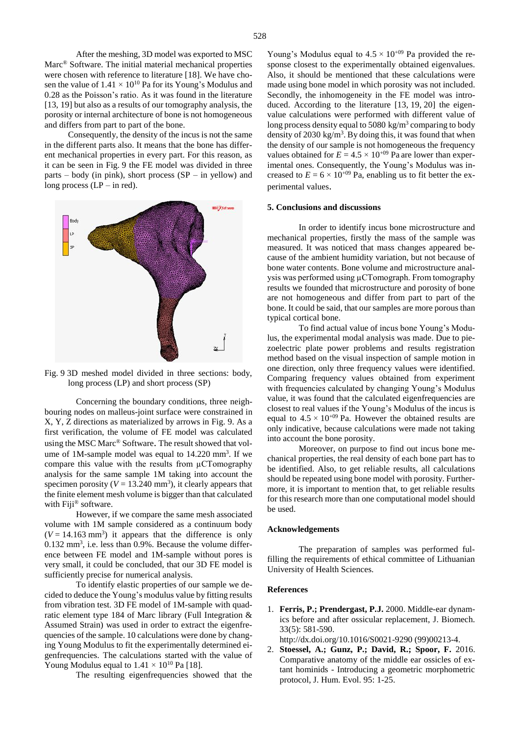After the meshing, 3D model was exported to MSC Marc® Software. The initial material mechanical properties were chosen with reference to literature [18]. We have chosen the value of $1.41 \times 10^{10}$ Pa for its Young's Modulus and 0.28 as the Poisson's ratio. As it was found in the literature [13, 19] but also as a results of our tomography analysis, the porosity or internal architecture of bone is not homogeneous and differs from part to part of the bone.

Consequently, the density of the incus is not the same in the different parts also. It means that the bone has different mechanical properties in every part. For this reason, as it can be seen in Fig. 9 the FE model was divided in three parts – body (in pink), short process (SP – in yellow) and long process (LP – in red).

Fig. 9 3D meshed model divided in three sections: body, long process (LP) and short process (SP)

Concerning the boundary conditions, three neighbouring nodes on malleus-joint surface were constrained in X, Y, Z directions as materialized by arrows in Fig. 9. As a first verification, the volume of FE model was calculated using the MSC Marc® Software. The result showed that volume of 1M-sample model was equal to 14.220 mm³. If we compare this value with the results from μCTomography analysis for the same sample 1M taking into account the specimen porosity ($V$ = 13.240 mm³), it clearly appears that the finite element mesh volume is bigger than that calculated with Fiji® software.

However, if we compare the same mesh associated volume with 1M sample considered as a continuum body ($V$ = 14.163 mm³) it appears that the difference is only 0.132 mm³, i.e. less than 0.9%. Because the volume difference between FE model and 1M-sample without pores is very small, it could be concluded, that our 3D FE model is sufficiently precise for numerical analysis.

To identify elastic properties of our sample we decided to deduce the Young's modulus value by fitting results from vibration test. 3D FE model of 1M-sample with quadratic element type 184 of Marc library (Full Integration & Assumed Strain) was used in order to extract the eigenfrequencies of the sample. 10 calculations were done by changing Young Modulus to fit the experimentally determined eigenfrequencies. The calculations started with the value of Young Modulus equal to $1.41 \times 10^{10}$ Pa [18].

The resulting eigenfrequencies showed that the Young's Modulus equal to $4.5 \times 10^{+09}$ Pa provided the response closest to the experimentally obtained eigenvalues. Also, it should be mentioned that these calculations were made using bone model in which porosity was not included. Secondly, the inhomogeneity in the FE model was introduced. According to the literature [13, 19, 20] the eigenvalue calculations were performed with different value of long process density equal to 5080 kg/m³ comparing to body density of 2030 kg/m³. By doing this, it was found that when the density of our sample is not homogeneous the frequency values obtained for $E = 4.5 \times 10^{+09}$ Pa are lower than experimental ones. Consequently, the Young's Modulus was increased to $E = 6 \times 10^{+09}$ Pa, enabling us to fit better the experimental values.

## 5. Conclusions and discussions

In order to identify incus bone microstructure and mechanical properties, firstly the mass of the sample was measured. It was noticed that mass changes appeared because of the ambient humidity variation, but not because of bone water contents. Bone volume and microstructure analysis was performed using μCTomograph. From tomography results we founded that microstructure and porosity of bone are not homogeneous and differ from part to part of the bone. It could be said, that our samples are more porous than typical cortical bone.

To find actual value of incus bone Young's Modulus, the experimental modal analysis was made. Due to piezoelectric plate power problems and results registration method based on the visual inspection of sample motion in one direction, only three frequency values were identified. Comparing frequency values obtained from experiment with frequencies calculated by changing Young's Modulus value, it was found that the calculated eigenfrequencies are closest to real values if the Young's Modulus of the incus is equal to $4.5 \times 10^{+09}$ Pa. However the obtained results are only indicative, because calculations were made not taking into account the bone porosity.

Moreover, on purpose to find out incus bone mechanical properties, the real density of each bone part has to be identified. Also, to get reliable results, all calculations should be repeated using bone model with porosity. Furthermore, it is important to mention that, to get reliable results for this research more than one computational model should be used.

## Acknowledgements

The preparation of samples was performed fulfilling the requirements of ethical committee of Lithuanian University of Health Sciences.

## References

1. **Ferris, P.; Prendergast, P.J.** 2000. Middle-ear dynamics before and after ossicular replacement, J. Biomech. 33(5): 581-590. http://dx.doi.org/10.1016/S0021-9290 (99)00213-4.
2. **Stoessel, A.; Gunz, P.; David, R.; Spoor, F.** 2016. Comparative anatomy of the middle ear ossicles of extant hominids - Introducing a geometric morphometric protocol, J. Hum. Evol. 95: 1-25.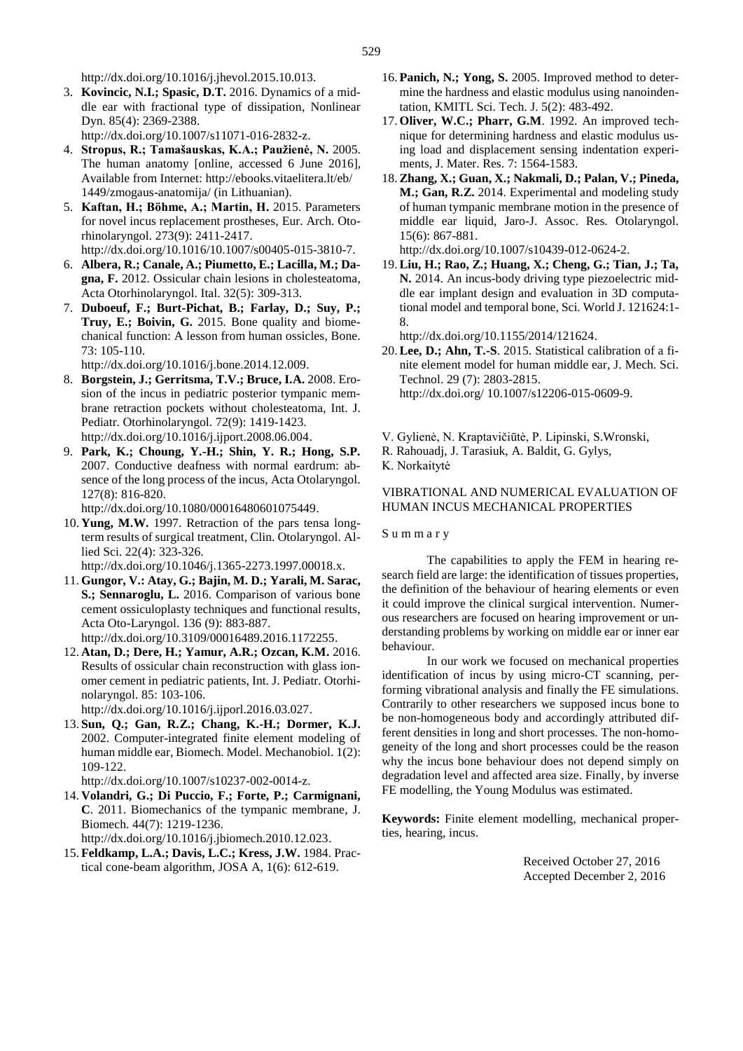http://dx.doi.org/10.1016/j.jhevol.2015.10.013.

3. **Kovincic, N.I.; Spasic, D.T.** 2016. Dynamics of a middle ear with fractional type of dissipation, Nonlinear Dyn. 85(4): 2369-2388. http://dx.doi.org/10.1007/s11071-016-2832-z.
4. **Stropus, R.; Tamašauskas, K.A.; Paužienė, N.** 2005. The human anatomy [online, accessed 6 June 2016], Available from Internet: http://ebooks.vitaelitera.lt/eb/1449/zmogaus-anatomija/ (in Lithuanian).
5. **Kaftan, H.; Böhme, A.; Martin, H.** 2015. Parameters for novel incus replacement prostheses, Eur. Arch. Otorhinolaryngol. 273(9): 2411-2417. http://dx.doi.org/10.1016/10.1007/s00405-015-3810-7.
6. **Albera, R.; Canale, A.; Piumetto, E.; Lacilla, M.; Dagna, F.** 2012. Ossicular chain lesions in cholesteatoma, Acta Otorhinolaryngol. Ital. 32(5): 309-313.
7. **Duboeuf, F.; Burt-Pichat, B.; Farlay, D.; Suy, P.; Truy, E.; Boivin, G.** 2015. Bone quality and biomechanical function: A lesson from human ossicles, Bone. 73: 105-110. http://dx.doi.org/10.1016/j.bone.2014.12.009.
8. **Borgstein, J.; Gerritsma, T.V.; Bruce, I.A.** 2008. Erosion of the incus in pediatric posterior tympanic membrane retraction pockets without cholesteatoma, Int. J. Pediatr. Otorhinolaryngol. 72(9): 1419-1423. http://dx.doi.org/10.1016/j.ijport.2008.06.004.
9. **Park, K.; Choung, Y.-H.; Shin, Y. R.; Hong, S.P.** 2007. Conductive deafness with normal eardrum: absence of the long process of the incus, Acta Otolaryngol. 127(8): 816-820. http://dx.doi.org/10.1080/00016480601075449.
10. **Yung, M.W.** 1997. Retraction of the pars tensa long-term results of surgical treatment, Clin. Otolaryngol. Allied Sci. 22(4): 323-326. http://dx.doi.org/10.1046/j.1365-2273.1997.00018.x.
11. **Gungor, V.: Atay, G.; Bajin, M. D.; Yarali, M. Sarac, S.; Sennaroglu, L.** 2016. Comparison of various bone cement ossiculoplasty techniques and functional results, Acta Oto-Laryngol. 136 (9): 883-887. http://dx.doi.org/10.3109/00016489.2016.1172255.
12. **Atan, D.; Dere, H.; Yamur, A.R.; Ozcan, K.M.** 2016. Results of ossicular chain reconstruction with glass ionomer cement in pediatric patients, Int. J. Pediatr. Otorhinolaryngol. 85: 103-106. http://dx.doi.org/10.1016/j.ijporl.2016.03.027.
13. **Sun, Q.; Gan, R.Z.; Chang, K.-H.; Dormer, K.J.** 2002. Computer-integrated finite element modeling of human middle ear, Biomech. Model. Mechanobiol. 1(2): 109-122. http://dx.doi.org/10.1007/s10237-002-0014-z.
14. **Volandri, G.; Di Puccio, F.; Forte, P.; Carmignani, C**. 2011. Biomechanics of the tympanic membrane, J. Biomech. 44(7): 1219-1236. http://dx.doi.org/10.1016/j.jbiomech.2010.12.023.
15. **Feldkamp, L.A.; Davis, L.C.; Kress, J.W.** 1984. Practical cone-beam algorithm, JOSA A, 1(6): 612-619.
16. **Panich, N.; Yong, S.** 2005. Improved method to determine the hardness and elastic modulus using nanoindentation, KMITL Sci. Tech. J. 5(2): 483-492.
17. **Oliver, W.C.; Pharr, G.M**. 1992. An improved technique for determining hardness and elastic modulus using load and displacement sensing indentation experiments, J. Mater. Res. 7: 1564-1583.
18. **Zhang, X.; Guan, X.; Nakmali, D.; Palan, V.; Pineda, M.; Gan, R.Z.** 2014. Experimental and modeling study of human tympanic membrane motion in the presence of middle ear liquid, Jaro-J. Assoc. Res. Otolaryngol. 15(6): 867-881. http://dx.doi.org/10.1007/s10439-012-0624-2.
19. **Liu, H.; Rao, Z.; Huang, X.; Cheng, G.; Tian, J.; Ta, N.** 2014. An incus-body driving type piezoelectric middle ear implant design and evaluation in 3D computational model and temporal bone, Sci. World J. 121624:1-8. http://dx.doi.org/10.1155/2014/121624.
20. **Lee, D.; Ahn, T.-S**. 2015. Statistical calibration of a finite element model for human middle ear, J. Mech. Sci. Technol. 29 (7): 2803-2815. http://dx.doi.org/ 10.1007/s12206-015-0609-9.

V. Gylienė, N. Kraptavičiūtė, P. Lipinski, S.Wronski, R. Rahouadj, J. Tarasiuk, A. Baldit, G. Gylys, K. Norkaitytė

## VIBRATIONAL AND NUMERICAL EVALUATION OF HUMAN INCUS MECHANICAL PROPERTIES

S u m m a r y

The capabilities to apply the FEM in hearing research field are large: the identification of tissues properties, the definition of the behaviour of hearing elements or even it could improve the clinical surgical intervention. Numerous researchers are focused on hearing improvement or understanding problems by working on middle ear or inner ear behaviour.

In our work we focused on mechanical properties identification of incus by using micro-CT scanning, performing vibrational analysis and finally the FE simulations. Contrarily to other researchers we supposed incus bone to be non-homogeneous body and accordingly attributed different densities in long and short processes. The non-homogeneity of the long and short processes could be the reason why the incus bone behaviour does not depend simply on degradation level and affected area size. Finally, by inverse FE modelling, the Young Modulus was estimated.

**Keywords:** Finite element modelling, mechanical properties, hearing, incus.

Received October 27, 2016
Accepted December 2, 2016